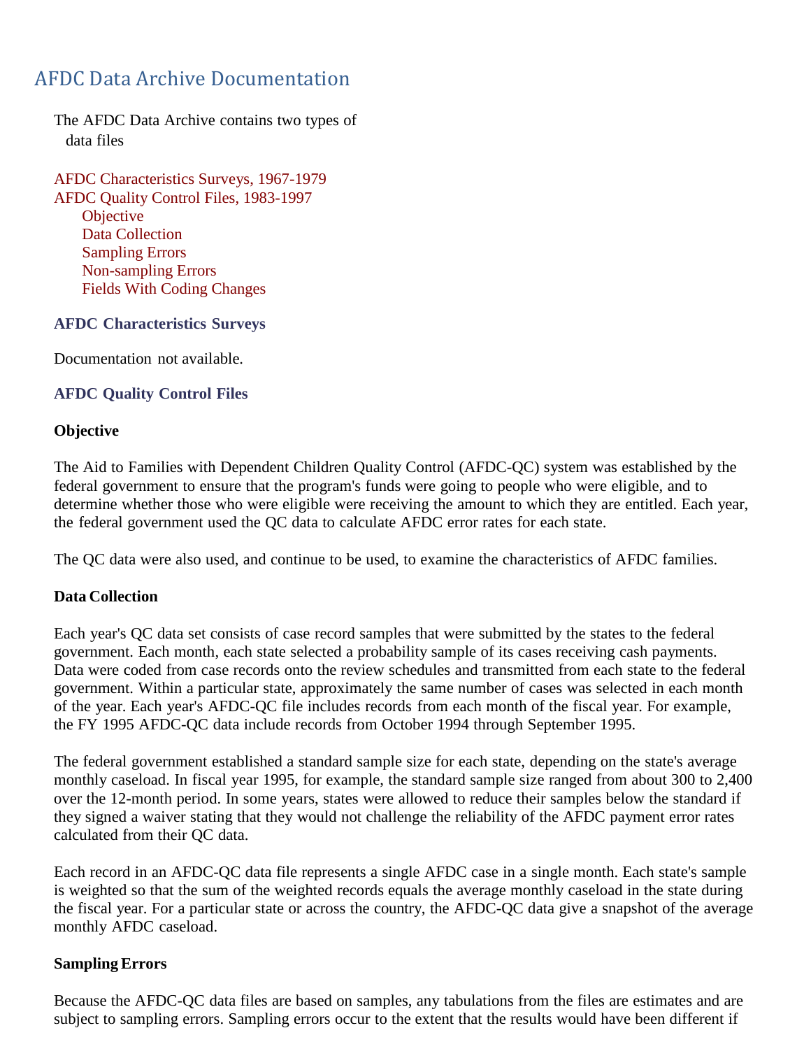# AFDC Data Archive Documentation

The AFDC Data Archive contains two types of data files

- AFDC Characteristics Surveys, 1967-1979
- AFDC Quality Control Files, 1983-1997
  - Objective
  - Data Collection
  - Sampling Errors
  - Non-sampling Errors
  - Fields With Coding Changes

## AFDC Characteristics Surveys

Documentation not available.

## AFDC Quality Control Files

### Objective

The Aid to Families with Dependent Children Quality Control (AFDC-QC) system was established by the federal government to ensure that the program's funds were going to people who were eligible, and to determine whether those who were eligible were receiving the amount to which they are entitled. Each year, the federal government used the QC data to calculate AFDC error rates for each state.

The QC data were also used, and continue to be used, to examine the characteristics of AFDC families.

### Data Collection

Each year's QC data set consists of case record samples that were submitted by the states to the federal government. Each month, each state selected a probability sample of its cases receiving cash payments. Data were coded from case records onto the review schedules and transmitted from each state to the federal government. Within a particular state, approximately the same number of cases was selected in each month of the year. Each year's AFDC-QC file includes records from each month of the fiscal year. For example, the FY 1995 AFDC-QC data include records from October 1994 through September 1995.

The federal government established a standard sample size for each state, depending on the state's average monthly caseload. In fiscal year 1995, for example, the standard sample size ranged from about 300 to 2,400 over the 12-month period. In some years, states were allowed to reduce their samples below the standard if they signed a waiver stating that they would not challenge the reliability of the AFDC payment error rates calculated from their QC data.

Each record in an AFDC-QC data file represents a single AFDC case in a single month. Each state's sample is weighted so that the sum of the weighted records equals the average monthly caseload in the state during the fiscal year. For a particular state or across the country, the AFDC-QC data give a snapshot of the average monthly AFDC caseload.

### Sampling Errors

Because the AFDC-QC data files are based on samples, any tabulations from the files are estimates and are subject to sampling errors. Sampling errors occur to the extent that the results would have been different if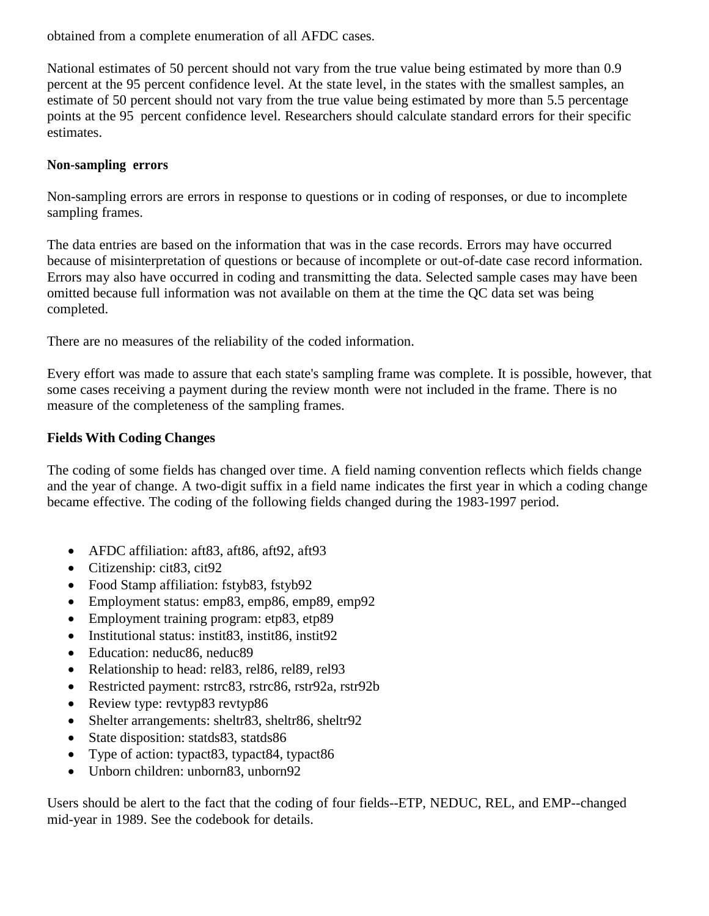obtained from a complete enumeration of all AFDC cases.

National estimates of 50 percent should not vary from the true value being estimated by more than 0.9 percent at the 95 percent confidence level. At the state level, in the states with the smallest samples, an estimate of 50 percent should not vary from the true value being estimated by more than 5.5 percentage points at the 95 percent confidence level. Researchers should calculate standard errors for their specific estimates.

**Non-sampling errors**

Non-sampling errors are errors in response to questions or in coding of responses, or due to incomplete sampling frames.

The data entries are based on the information that was in the case records. Errors may have occurred because of misinterpretation of questions or because of incomplete or out-of-date case record information. Errors may also have occurred in coding and transmitting the data. Selected sample cases may have been omitted because full information was not available on them at the time the QC data set was being completed.

There are no measures of the reliability of the coded information.

Every effort was made to assure that each state's sampling frame was complete. It is possible, however, that some cases receiving a payment during the review month were not included in the frame. There is no measure of the completeness of the sampling frames.

**Fields With Coding Changes**

The coding of some fields has changed over time. A field naming convention reflects which fields change and the year of change. A two-digit suffix in a field name indicates the first year in which a coding change became effective. The coding of the following fields changed during the 1983-1997 period.

- AFDC affiliation: aft83, aft86, aft92, aft93
- Citizenship: cit83, cit92
- Food Stamp affiliation: fstyb83, fstyb92
- Employment status: emp83, emp86, emp89, emp92
- Employment training program: etp83, etp89
- Institutional status: instit83, instit86, instit92
- Education: neduc86, neduc89
- Relationship to head: rel83, rel86, rel89, rel93
- Restricted payment: rstrc83, rstrc86, rstr92a, rstr92b
- Review type: revtyp83 revtyp86
- Shelter arrangements: sheltr83, sheltr86, sheltr92
- State disposition: statds83, statds86
- Type of action: typact83, typact84, typact86
- Unborn children: unborn83, unborn92

Users should be alert to the fact that the coding of four fields--ETP, NEDUC, REL, and EMP--changed mid-year in 1989. See the codebook for details.